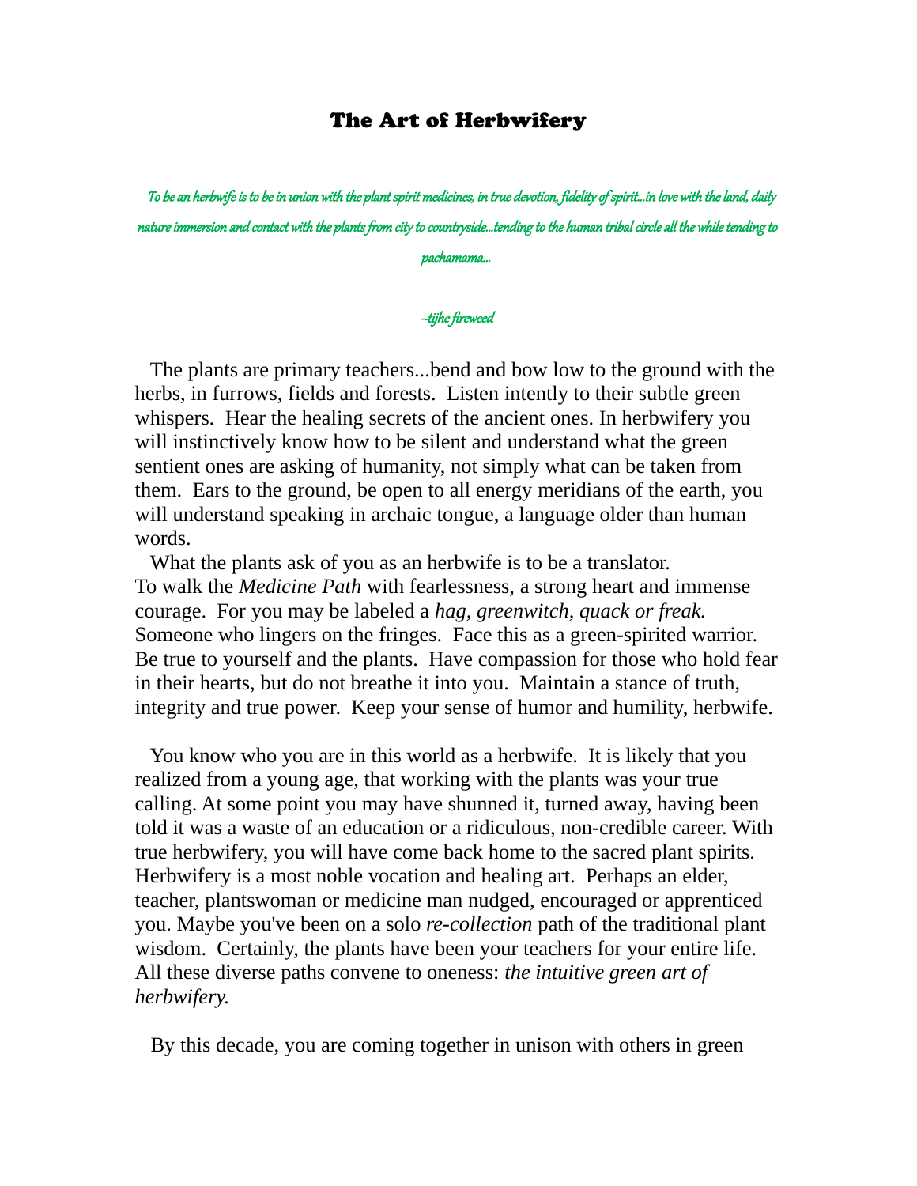# The Art of Herbwifery

*To be an herbwife is to be in union with the plant spirit medicines, in true devotion, fidelity of spirit...in love with the land, daily nature immersion and contact with the plants from city to countryside...tending to the human tribal circle all the while tending to pachamama...*

*~tijhe fireweed*

The plants are primary teachers...bend and bow low to the ground with the herbs, in furrows, fields and forests. Listen intently to their subtle green whispers. Hear the healing secrets of the ancient ones. In herbwifery you will instinctively know how to be silent and understand what the green sentient ones are asking of humanity, not simply what can be taken from them. Ears to the ground, be open to all energy meridians of the earth, you will understand speaking in archaic tongue, a language older than human words.

What the plants ask of you as an herbwife is to be a translator. To walk the *Medicine Path* with fearlessness, a strong heart and immense courage. For you may be labeled a *hag, greenwitch, quack or freak.* Someone who lingers on the fringes. Face this as a green-spirited warrior. Be true to yourself and the plants. Have compassion for those who hold fear in their hearts, but do not breathe it into you. Maintain a stance of truth, integrity and true power. Keep your sense of humor and humility, herbwife.

You know who you are in this world as a herbwife. It is likely that you realized from a young age, that working with the plants was your true calling. At some point you may have shunned it, turned away, having been told it was a waste of an education or a ridiculous, non-credible career. With true herbwifery, you will have come back home to the sacred plant spirits. Herbwifery is a most noble vocation and healing art. Perhaps an elder, teacher, plantswoman or medicine man nudged, encouraged or apprenticed you. Maybe you've been on a solo *re-collection* path of the traditional plant wisdom. Certainly, the plants have been your teachers for your entire life. All these diverse paths convene to oneness: *the intuitive green art of herbwifery.*

By this decade, you are coming together in unison with others in green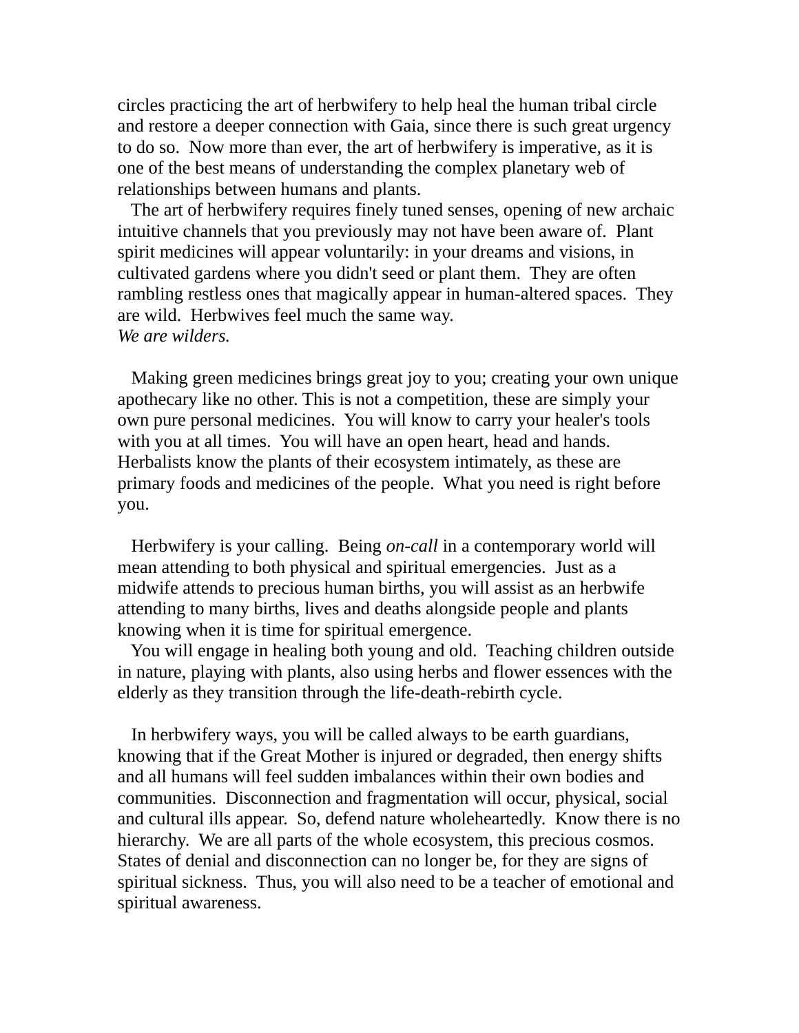circles practicing the art of herbwifery to help heal the human tribal circle and restore a deeper connection with Gaia, since there is such great urgency to do so. Now more than ever, the art of herbwifery is imperative, as it is one of the best means of understanding the complex planetary web of relationships between humans and plants.

The art of herbwifery requires finely tuned senses, opening of new archaic intuitive channels that you previously may not have been aware of. Plant spirit medicines will appear voluntarily: in your dreams and visions, in cultivated gardens where you didn't seed or plant them. They are often rambling restless ones that magically appear in human-altered spaces. They are wild. Herbwives feel much the same way.
*We are wilders.*

Making green medicines brings great joy to you; creating your own unique apothecary like no other. This is not a competition, these are simply your own pure personal medicines. You will know to carry your healer's tools with you at all times. You will have an open heart, head and hands. Herbalists know the plants of their ecosystem intimately, as these are primary foods and medicines of the people. What you need is right before you.

Herbwifery is your calling. Being *on-call* in a contemporary world will mean attending to both physical and spiritual emergencies. Just as a midwife attends to precious human births, you will assist as an herbwife attending to many births, lives and deaths alongside people and plants knowing when it is time for spiritual emergence.

You will engage in healing both young and old. Teaching children outside in nature, playing with plants, also using herbs and flower essences with the elderly as they transition through the life-death-rebirth cycle.

In herbwifery ways, you will be called always to be earth guardians, knowing that if the Great Mother is injured or degraded, then energy shifts and all humans will feel sudden imbalances within their own bodies and communities. Disconnection and fragmentation will occur, physical, social and cultural ills appear. So, defend nature wholeheartedly. Know there is no hierarchy. We are all parts of the whole ecosystem, this precious cosmos. States of denial and disconnection can no longer be, for they are signs of spiritual sickness. Thus, you will also need to be a teacher of emotional and spiritual awareness.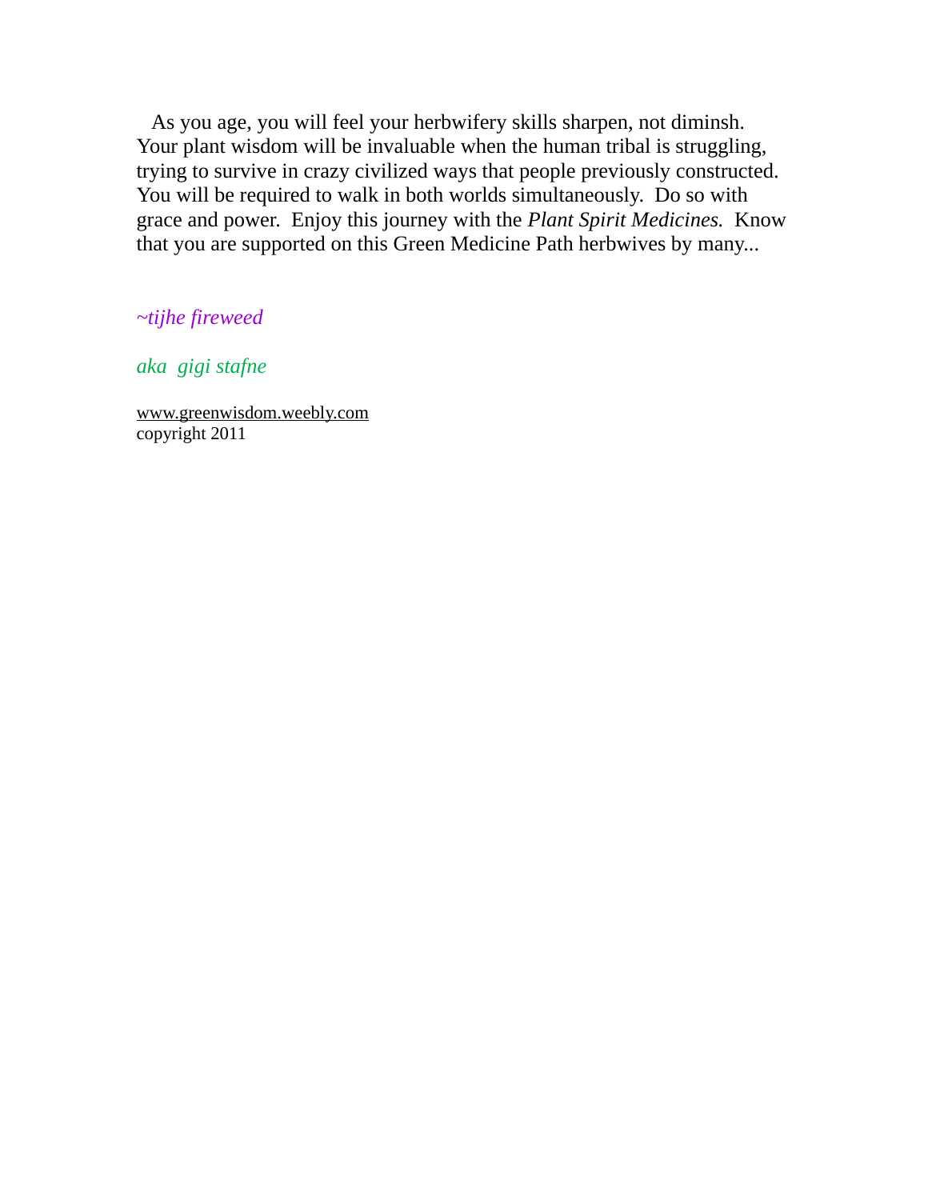As you age, you will feel your herbwifery skills sharpen, not diminsh. Your plant wisdom will be invaluable when the human tribal is struggling, trying to survive in crazy civilized ways that people previously constructed. You will be required to walk in both worlds simultaneously. Do so with grace and power. Enjoy this journey with the *Plant Spirit Medicines.* Know that you are supported on this Green Medicine Path herbwives by many...

*~tijhe fireweed*

*aka gigi stafne*

www.greenwisdom.weebly.com
copyright 2011